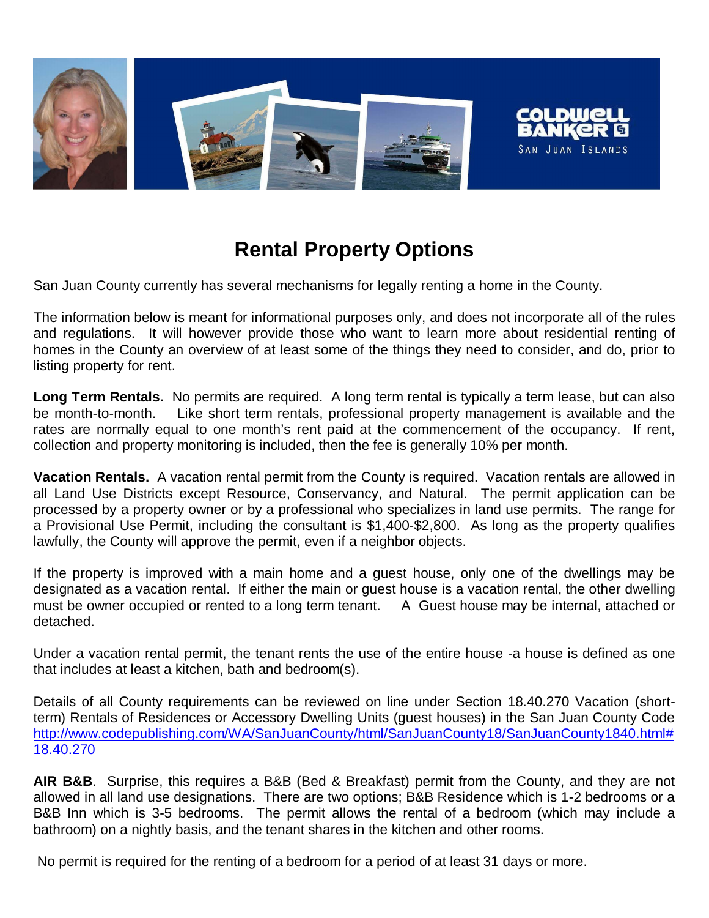# Rental Property Options

San Juan County currently has several mechanisms for legally renting a home in the County.

The information below is meant for informational purposes only, and does not incorporate all of the rules and regulations. It will however provide those who want to learn more about residential renting of homes in the County an overview of at least some of the things they need to consider, and do, prior to listing property for rent.

**Long Term Rentals.** No permits are required. A long term rental is typically a term lease, but can also be month-to-month. Like short term rentals, professional property management is available and the rates are normally equal to one month's rent paid at the commencement of the occupancy. If rent, collection and property monitoring is included, then the fee is generally 10% per month.

**Vacation Rentals.** A vacation rental permit from the County is required. Vacation rentals are allowed in all Land Use Districts except Resource, Conservancy, and Natural. The permit application can be processed by a property owner or by a professional who specializes in land use permits. The range for a Provisional Use Permit, including the consultant is $1,400-$2,800. As long as the property qualifies lawfully, the County will approve the permit, even if a neighbor objects.

If the property is improved with a main home and a guest house, only one of the dwellings may be designated as a vacation rental. If either the main or guest house is a vacation rental, the other dwelling must be owner occupied or rented to a long term tenant. A Guest house may be internal, attached or detached.

Under a vacation rental permit, the tenant rents the use of the entire house -a house is defined as one that includes at least a kitchen, bath and bedroom(s).

Details of all County requirements can be reviewed on line under Section 18.40.270 Vacation (short-term) Rentals of Residences or Accessory Dwelling Units (guest houses) in the San Juan County Code http://www.codepublishing.com/WA/SanJuanCounty/html/SanJuanCounty18/SanJuanCounty1840.html#18.40.270

**AIR B&B**. Surprise, this requires a B&B (Bed & Breakfast) permit from the County, and they are not allowed in all land use designations. There are two options; B&B Residence which is 1-2 bedrooms or a B&B Inn which is 3-5 bedrooms. The permit allows the rental of a bedroom (which may include a bathroom) on a nightly basis, and the tenant shares in the kitchen and other rooms.

No permit is required for the renting of a bedroom for a period of at least 31 days or more.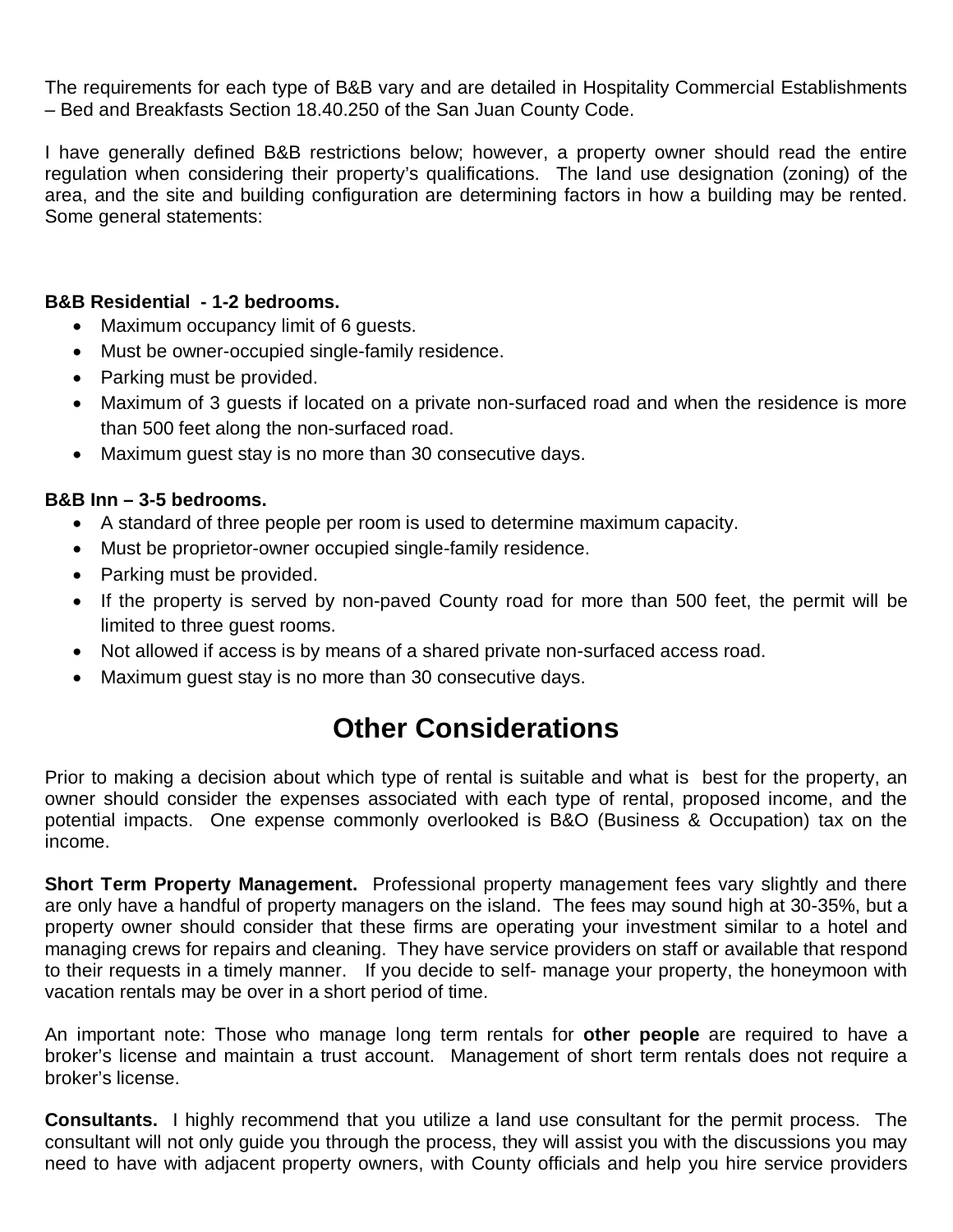The requirements for each type of B&B vary and are detailed in Hospitality Commercial Establishments – Bed and Breakfasts Section 18.40.250 of the San Juan County Code.

I have generally defined B&B restrictions below; however, a property owner should read the entire regulation when considering their property's qualifications. The land use designation (zoning) of the area, and the site and building configuration are determining factors in how a building may be rented. Some general statements:

**B&B Residential - 1-2 bedrooms.**

- Maximum occupancy limit of 6 guests.
- Must be owner-occupied single-family residence.
- Parking must be provided.
- Maximum of 3 guests if located on a private non-surfaced road and when the residence is more than 500 feet along the non-surfaced road.
- Maximum guest stay is no more than 30 consecutive days.

**B&B Inn – 3-5 bedrooms.**

- A standard of three people per room is used to determine maximum capacity.
- Must be proprietor-owner occupied single-family residence.
- Parking must be provided.
- If the property is served by non-paved County road for more than 500 feet, the permit will be limited to three guest rooms.
- Not allowed if access is by means of a shared private non-surfaced access road.
- Maximum guest stay is no more than 30 consecutive days.

## Other Considerations

Prior to making a decision about which type of rental is suitable and what is best for the property, an owner should consider the expenses associated with each type of rental, proposed income, and the potential impacts. One expense commonly overlooked is B&O (Business & Occupation) tax on the income.

**Short Term Property Management.** Professional property management fees vary slightly and there are only have a handful of property managers on the island. The fees may sound high at 30-35%, but a property owner should consider that these firms are operating your investment similar to a hotel and managing crews for repairs and cleaning. They have service providers on staff or available that respond to their requests in a timely manner. If you decide to self- manage your property, the honeymoon with vacation rentals may be over in a short period of time.

An important note: Those who manage long term rentals for **other people** are required to have a broker's license and maintain a trust account. Management of short term rentals does not require a broker's license.

**Consultants.** I highly recommend that you utilize a land use consultant for the permit process. The consultant will not only guide you through the process, they will assist you with the discussions you may need to have with adjacent property owners, with County officials and help you hire service providers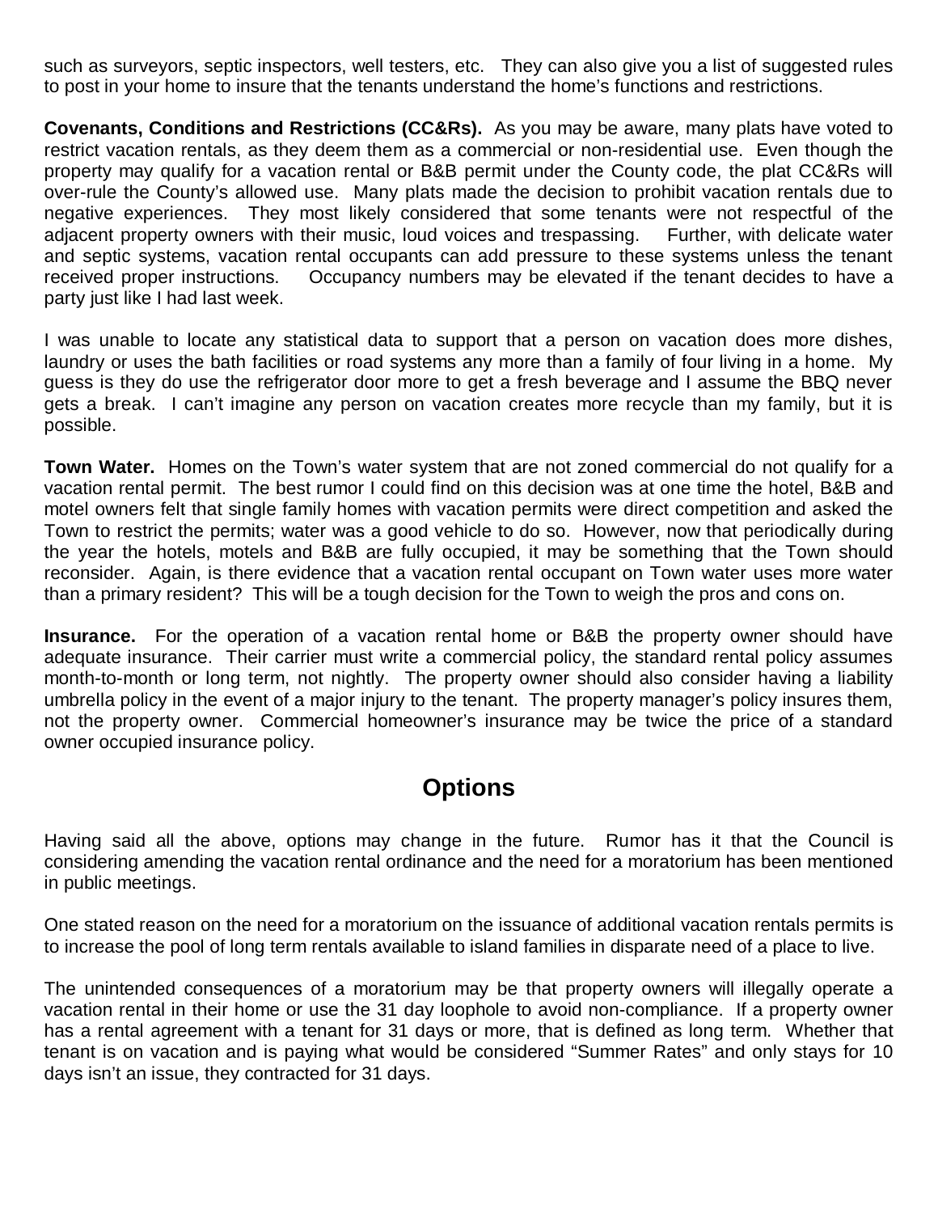such as surveyors, septic inspectors, well testers, etc. They can also give you a list of suggested rules to post in your home to insure that the tenants understand the home's functions and restrictions.

**Covenants, Conditions and Restrictions (CC&Rs).** As you may be aware, many plats have voted to restrict vacation rentals, as they deem them as a commercial or non-residential use. Even though the property may qualify for a vacation rental or B&B permit under the County code, the plat CC&Rs will over-rule the County's allowed use. Many plats made the decision to prohibit vacation rentals due to negative experiences. They most likely considered that some tenants were not respectful of the adjacent property owners with their music, loud voices and trespassing. Further, with delicate water and septic systems, vacation rental occupants can add pressure to these systems unless the tenant received proper instructions. Occupancy numbers may be elevated if the tenant decides to have a party just like I had last week.

I was unable to locate any statistical data to support that a person on vacation does more dishes, laundry or uses the bath facilities or road systems any more than a family of four living in a home. My guess is they do use the refrigerator door more to get a fresh beverage and I assume the BBQ never gets a break. I can't imagine any person on vacation creates more recycle than my family, but it is possible.

**Town Water.** Homes on the Town's water system that are not zoned commercial do not qualify for a vacation rental permit. The best rumor I could find on this decision was at one time the hotel, B&B and motel owners felt that single family homes with vacation permits were direct competition and asked the Town to restrict the permits; water was a good vehicle to do so. However, now that periodically during the year the hotels, motels and B&B are fully occupied, it may be something that the Town should reconsider. Again, is there evidence that a vacation rental occupant on Town water uses more water than a primary resident? This will be a tough decision for the Town to weigh the pros and cons on.

**Insurance.** For the operation of a vacation rental home or B&B the property owner should have adequate insurance. Their carrier must write a commercial policy, the standard rental policy assumes month-to-month or long term, not nightly. The property owner should also consider having a liability umbrella policy in the event of a major injury to the tenant. The property manager's policy insures them, not the property owner. Commercial homeowner's insurance may be twice the price of a standard owner occupied insurance policy.

## Options

Having said all the above, options may change in the future. Rumor has it that the Council is considering amending the vacation rental ordinance and the need for a moratorium has been mentioned in public meetings.

One stated reason on the need for a moratorium on the issuance of additional vacation rentals permits is to increase the pool of long term rentals available to island families in disparate need of a place to live.

The unintended consequences of a moratorium may be that property owners will illegally operate a vacation rental in their home or use the 31 day loophole to avoid non-compliance. If a property owner has a rental agreement with a tenant for 31 days or more, that is defined as long term. Whether that tenant is on vacation and is paying what would be considered "Summer Rates" and only stays for 10 days isn't an issue, they contracted for 31 days.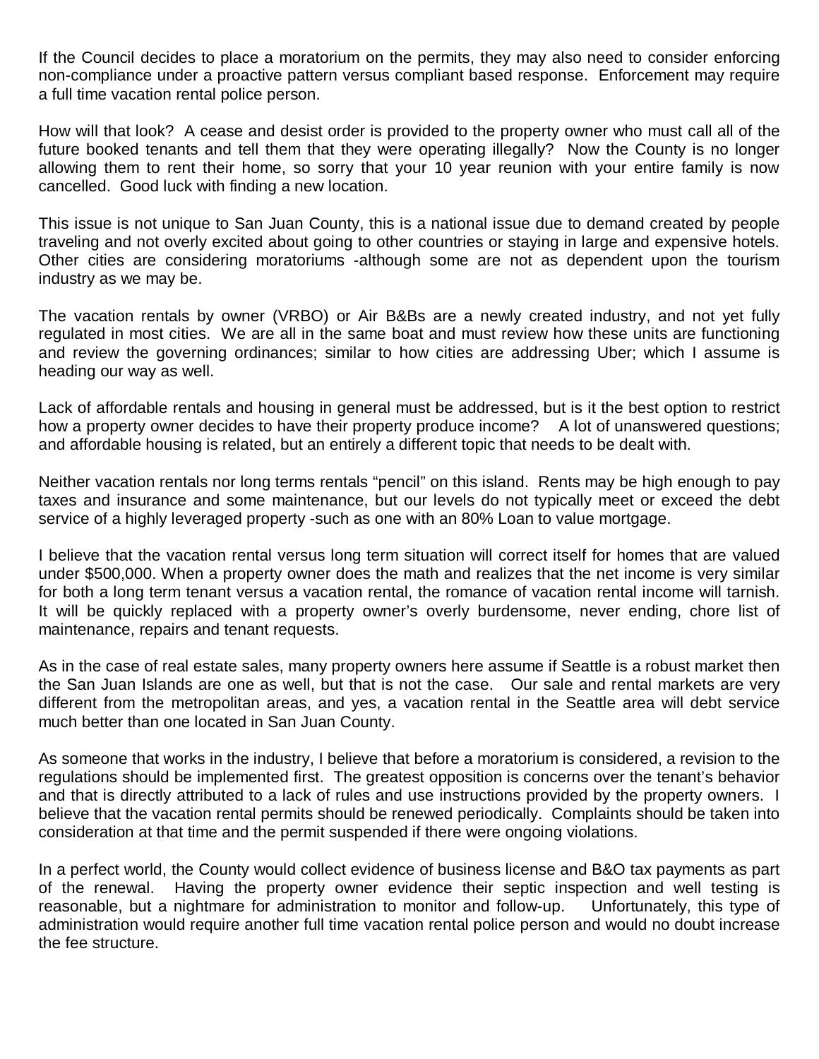If the Council decides to place a moratorium on the permits, they may also need to consider enforcing non-compliance under a proactive pattern versus compliant based response. Enforcement may require a full time vacation rental police person.

How will that look? A cease and desist order is provided to the property owner who must call all of the future booked tenants and tell them that they were operating illegally? Now the County is no longer allowing them to rent their home, so sorry that your 10 year reunion with your entire family is now cancelled. Good luck with finding a new location.

This issue is not unique to San Juan County, this is a national issue due to demand created by people traveling and not overly excited about going to other countries or staying in large and expensive hotels. Other cities are considering moratoriums -although some are not as dependent upon the tourism industry as we may be.

The vacation rentals by owner (VRBO) or Air B&Bs are a newly created industry, and not yet fully regulated in most cities. We are all in the same boat and must review how these units are functioning and review the governing ordinances; similar to how cities are addressing Uber; which I assume is heading our way as well.

Lack of affordable rentals and housing in general must be addressed, but is it the best option to restrict how a property owner decides to have their property produce income? A lot of unanswered questions; and affordable housing is related, but an entirely a different topic that needs to be dealt with.

Neither vacation rentals nor long terms rentals "pencil" on this island. Rents may be high enough to pay taxes and insurance and some maintenance, but our levels do not typically meet or exceed the debt service of a highly leveraged property -such as one with an 80% Loan to value mortgage.

I believe that the vacation rental versus long term situation will correct itself for homes that are valued under $500,000. When a property owner does the math and realizes that the net income is very similar for both a long term tenant versus a vacation rental, the romance of vacation rental income will tarnish. It will be quickly replaced with a property owner's overly burdensome, never ending, chore list of maintenance, repairs and tenant requests.

As in the case of real estate sales, many property owners here assume if Seattle is a robust market then the San Juan Islands are one as well, but that is not the case. Our sale and rental markets are very different from the metropolitan areas, and yes, a vacation rental in the Seattle area will debt service much better than one located in San Juan County.

As someone that works in the industry, I believe that before a moratorium is considered, a revision to the regulations should be implemented first. The greatest opposition is concerns over the tenant's behavior and that is directly attributed to a lack of rules and use instructions provided by the property owners. I believe that the vacation rental permits should be renewed periodically. Complaints should be taken into consideration at that time and the permit suspended if there were ongoing violations.

In a perfect world, the County would collect evidence of business license and B&O tax payments as part of the renewal. Having the property owner evidence their septic inspection and well testing is reasonable, but a nightmare for administration to monitor and follow-up. Unfortunately, this type of administration would require another full time vacation rental police person and would no doubt increase the fee structure.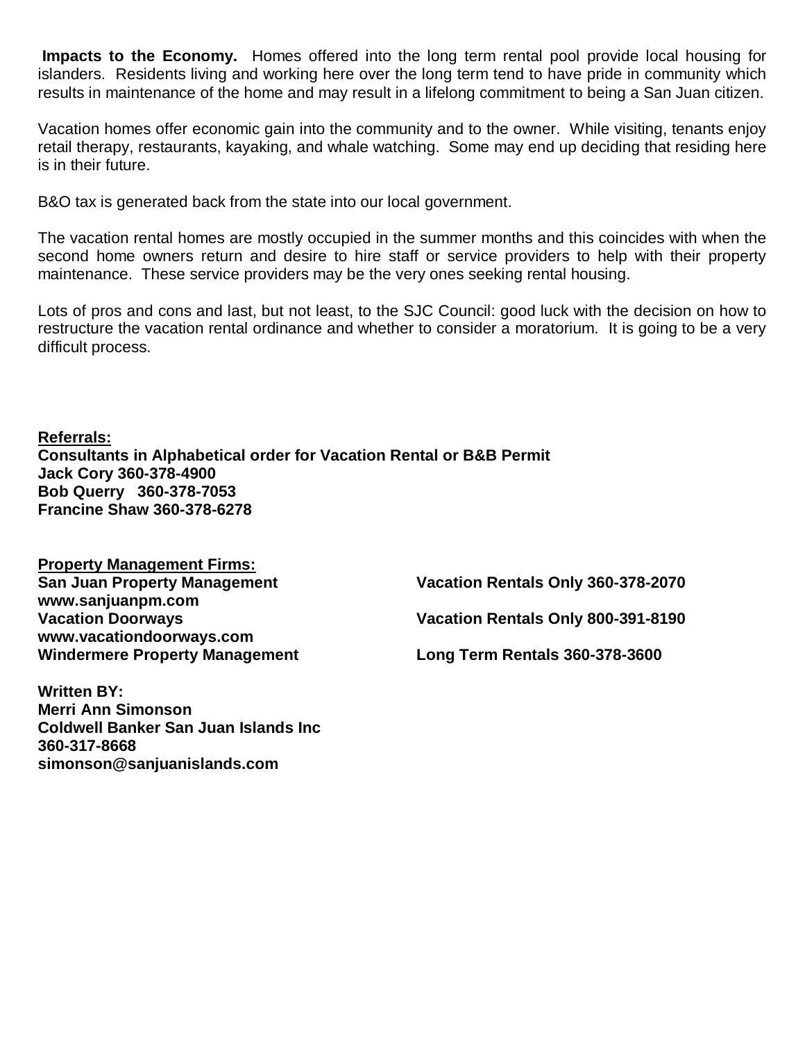**Impacts to the Economy.** Homes offered into the long term rental pool provide local housing for islanders. Residents living and working here over the long term tend to have pride in community which results in maintenance of the home and may result in a lifelong commitment to being a San Juan citizen.

Vacation homes offer economic gain into the community and to the owner. While visiting, tenants enjoy retail therapy, restaurants, kayaking, and whale watching. Some may end up deciding that residing here is in their future.

B&O tax is generated back from the state into our local government.

The vacation rental homes are mostly occupied in the summer months and this coincides with when the second home owners return and desire to hire staff or service providers to help with their property maintenance. These service providers may be the very ones seeking rental housing.

Lots of pros and cons and last, but not least, to the SJC Council: good luck with the decision on how to restructure the vacation rental ordinance and whether to consider a moratorium. It is going to be a very difficult process.

**Referrals:**
**Consultants in Alphabetical order for Vacation Rental or B&B Permit**
**Jack Cory 360-378-4900**
**Bob Querry 360-378-7053**
**Francine Shaw 360-378-6278**

**Property Management Firms:**

**San Juan Property Management** — **Vacation Rentals Only 360-378-2070**
**www.sanjuanpm.com**

**Vacation Doorways** — **Vacation Rentals Only 800-391-8190**
**www.vacationdoorways.com**

**Windermere Property Management** — **Long Term Rentals 360-378-3600**

**Written BY:**
**Merri Ann Simonson**
**Coldwell Banker San Juan Islands Inc**
**360-317-8668**
**simonson@sanjuanislands.com**